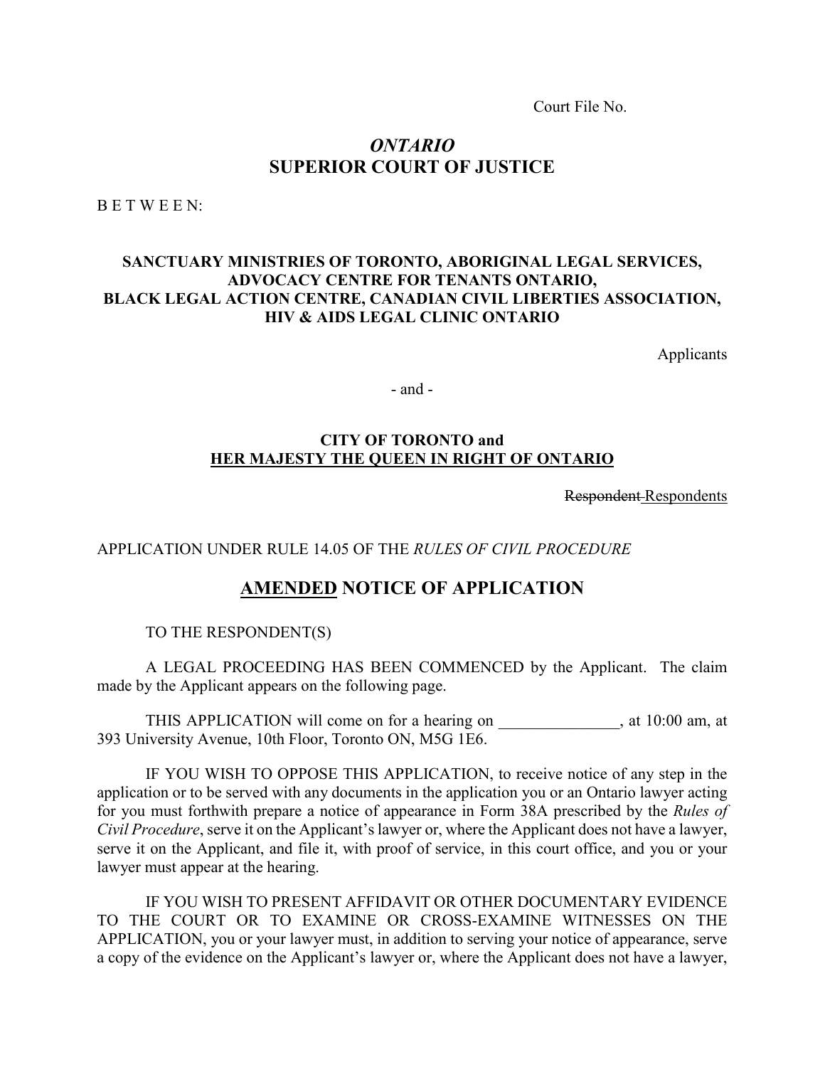Court File No.

*ONTARIO*
**SUPERIOR COURT OF JUSTICE**

B E T W E E N:

**SANCTUARY MINISTRIES OF TORONTO, ABORIGINAL LEGAL SERVICES, ADVOCACY CENTRE FOR TENANTS ONTARIO, BLACK LEGAL ACTION CENTRE, CANADIAN CIVIL LIBERTIES ASSOCIATION, HIV & AIDS LEGAL CLINIC ONTARIO**

Applicants

\- and -

**CITY OF TORONTO and**
**<u>HER MAJESTY THE QUEEN IN RIGHT OF ONTARIO</u>**

~~Respondent~~ <u>Respondents</u>

APPLICATION UNDER RULE 14.05 OF THE *RULES OF CIVIL PROCEDURE*

## <u>AMENDED</u> NOTICE OF APPLICATION

TO THE RESPONDENT(S)

A LEGAL PROCEEDING HAS BEEN COMMENCED by the Applicant. The claim made by the Applicant appears on the following page.

THIS APPLICATION will come on for a hearing on _______________, at 10:00 am, at 393 University Avenue, 10th Floor, Toronto ON, M5G 1E6.

IF YOU WISH TO OPPOSE THIS APPLICATION, to receive notice of any step in the application or to be served with any documents in the application you or an Ontario lawyer acting for you must forthwith prepare a notice of appearance in Form 38A prescribed by the *Rules of Civil Procedure*, serve it on the Applicant's lawyer or, where the Applicant does not have a lawyer, serve it on the Applicant, and file it, with proof of service, in this court office, and you or your lawyer must appear at the hearing.

IF YOU WISH TO PRESENT AFFIDAVIT OR OTHER DOCUMENTARY EVIDENCE TO THE COURT OR TO EXAMINE OR CROSS-EXAMINE WITNESSES ON THE APPLICATION, you or your lawyer must, in addition to serving your notice of appearance, serve a copy of the evidence on the Applicant's lawyer or, where the Applicant does not have a lawyer,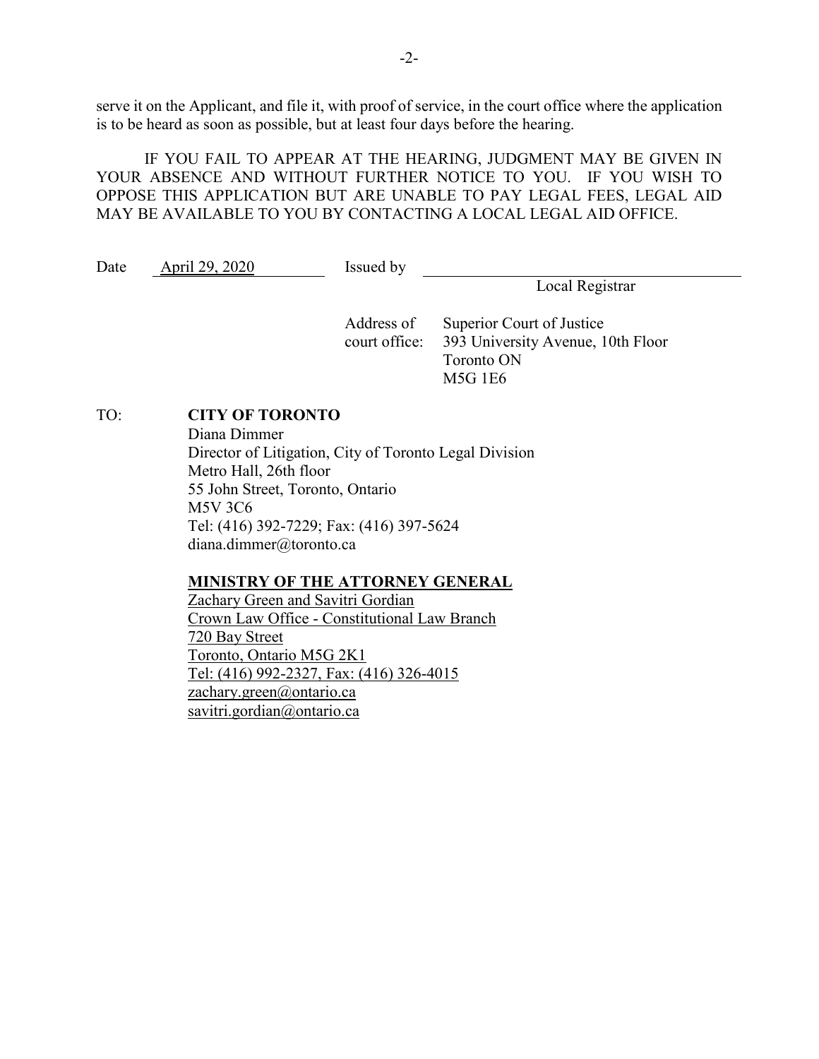serve it on the Applicant, and file it, with proof of service, in the court office where the application is to be heard as soon as possible, but at least four days before the hearing.

IF YOU FAIL TO APPEAR AT THE HEARING, JUDGMENT MAY BE GIVEN IN YOUR ABSENCE AND WITHOUT FURTHER NOTICE TO YOU. IF YOU WISH TO OPPOSE THIS APPLICATION BUT ARE UNABLE TO PAY LEGAL FEES, LEGAL AID MAY BE AVAILABLE TO YOU BY CONTACTING A LOCAL LEGAL AID OFFICE.

Date April 29, 2020 Issued by ______________________________

Local Registrar

Address of court office: Superior Court of Justice
393 University Avenue, 10th Floor
Toronto ON
M5G 1E6

TO: **CITY OF TORONTO**
Diana Dimmer
Director of Litigation, City of Toronto Legal Division
Metro Hall, 26th floor
55 John Street, Toronto, Ontario
M5V 3C6
Tel: (416) 392-7229; Fax: (416) 397-5624
diana.dimmer@toronto.ca

**MINISTRY OF THE ATTORNEY GENERAL**
Zachary Green and Savitri Gordian
Crown Law Office - Constitutional Law Branch
720 Bay Street
Toronto, Ontario M5G 2K1
Tel: (416) 992-2327, Fax: (416) 326-4015
zachary.green@ontario.ca
savitri.gordian@ontario.ca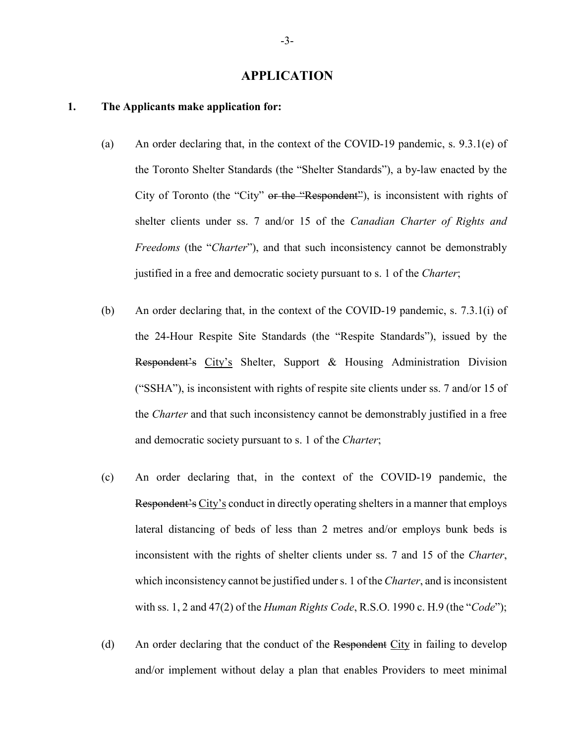## APPLICATION

**1. The Applicants make application for:**

(a) An order declaring that, in the context of the COVID-19 pandemic, s. 9.3.1(e) of the Toronto Shelter Standards (the "Shelter Standards"), a by-law enacted by the City of Toronto (the "City" ~~or the "Respondent"~~), is inconsistent with rights of shelter clients under ss. 7 and/or 15 of the *Canadian Charter of Rights and Freedoms* (the "*Charter*"), and that such inconsistency cannot be demonstrably justified in a free and democratic society pursuant to s. 1 of the *Charter*;

(b) An order declaring that, in the context of the COVID-19 pandemic, s. 7.3.1(i) of the 24-Hour Respite Site Standards (the "Respite Standards"), issued by the ~~Respondent's~~ <u>City's</u> Shelter, Support & Housing Administration Division ("SSHA"), is inconsistent with rights of respite site clients under ss. 7 and/or 15 of the *Charter* and that such inconsistency cannot be demonstrably justified in a free and democratic society pursuant to s. 1 of the *Charter*;

(c) An order declaring that, in the context of the COVID-19 pandemic, the ~~Respondent's~~ <u>City's</u> conduct in directly operating shelters in a manner that employs lateral distancing of beds of less than 2 metres and/or employs bunk beds is inconsistent with the rights of shelter clients under ss. 7 and 15 of the *Charter*, which inconsistency cannot be justified under s. 1 of the *Charter*, and is inconsistent with ss. 1, 2 and 47(2) of the *Human Rights Code*, R.S.O. 1990 c. H.9 (the "*Code*");

(d) An order declaring that the conduct of the ~~Respondent~~ <u>City</u> in failing to develop and/or implement without delay a plan that enables Providers to meet minimal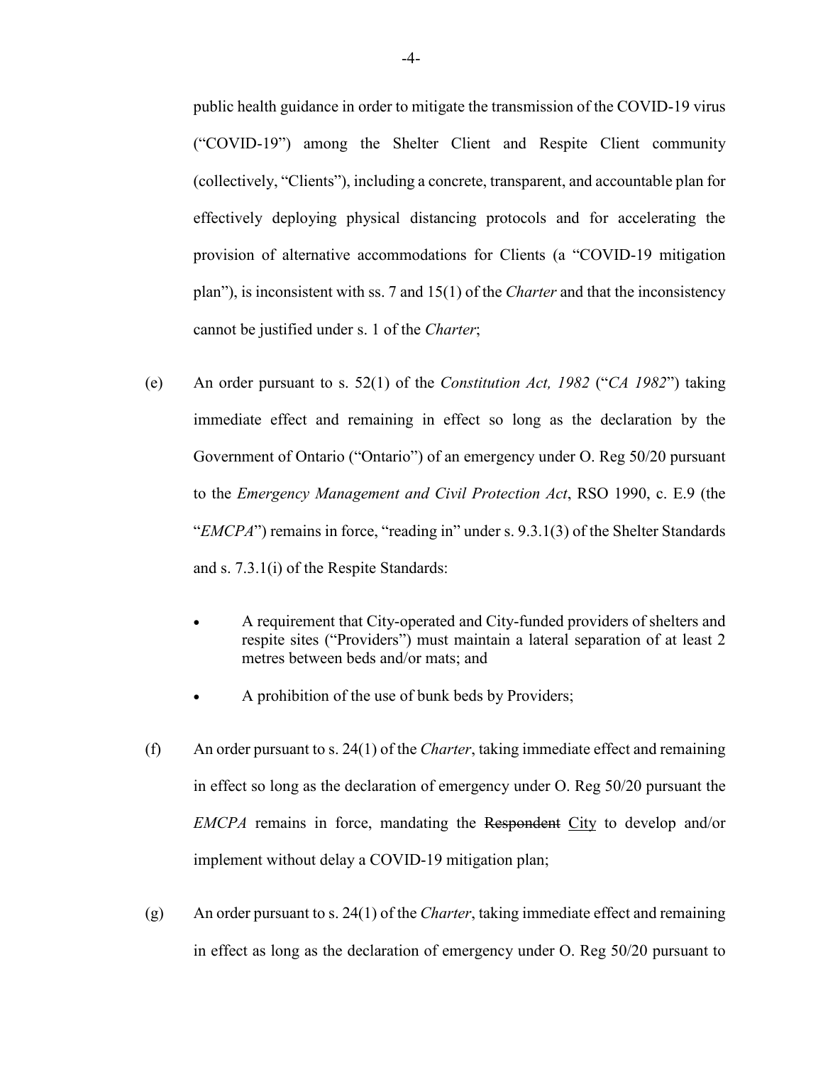public health guidance in order to mitigate the transmission of the COVID-19 virus ("COVID-19") among the Shelter Client and Respite Client community (collectively, "Clients"), including a concrete, transparent, and accountable plan for effectively deploying physical distancing protocols and for accelerating the provision of alternative accommodations for Clients (a "COVID-19 mitigation plan"), is inconsistent with ss. 7 and 15(1) of the *Charter* and that the inconsistency cannot be justified under s. 1 of the *Charter*;

(e) An order pursuant to s. 52(1) of the *Constitution Act, 1982* ("*CA 1982*") taking immediate effect and remaining in effect so long as the declaration by the Government of Ontario ("Ontario") of an emergency under O. Reg 50/20 pursuant to the *Emergency Management and Civil Protection Act*, RSO 1990, c. E.9 (the "*EMCPA*") remains in force, "reading in" under s. 9.3.1(3) of the Shelter Standards and s. 7.3.1(i) of the Respite Standards:

- A requirement that City-operated and City-funded providers of shelters and respite sites ("Providers") must maintain a lateral separation of at least 2 metres between beds and/or mats; and
- A prohibition of the use of bunk beds by Providers;

(f) An order pursuant to s. 24(1) of the *Charter*, taking immediate effect and remaining in effect so long as the declaration of emergency under O. Reg 50/20 pursuant the *EMCPA* remains in force, mandating the ~~Respondent~~ City to develop and/or implement without delay a COVID-19 mitigation plan;

(g) An order pursuant to s. 24(1) of the *Charter*, taking immediate effect and remaining in effect as long as the declaration of emergency under O. Reg 50/20 pursuant to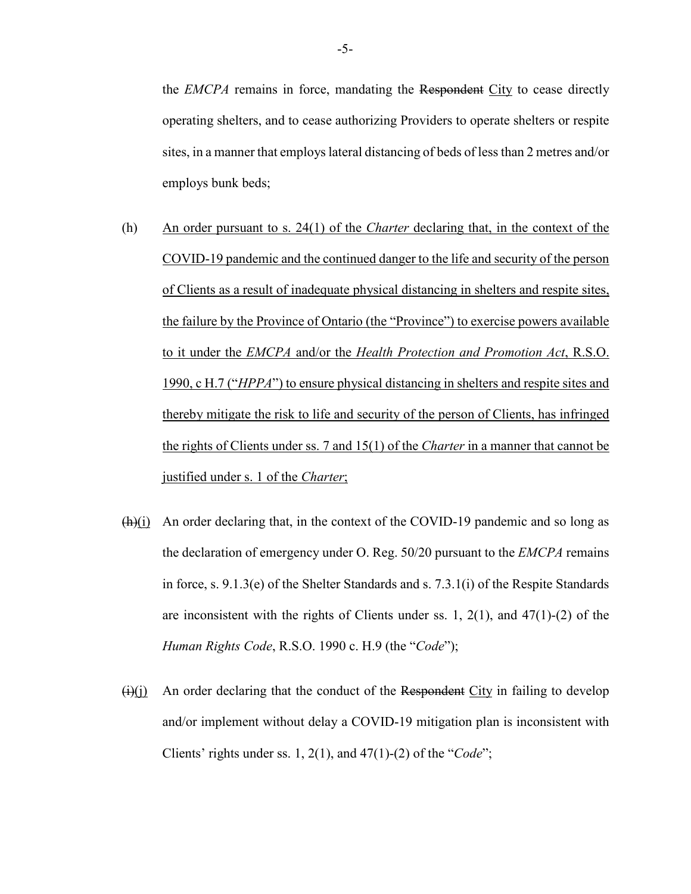the *EMCPA* remains in force, mandating the ~~Respondent~~ <u>City</u> to cease directly operating shelters, and to cease authorizing Providers to operate shelters or respite sites, in a manner that employs lateral distancing of beds of less than 2 metres and/or employs bunk beds;

(h) <u>An order pursuant to s. 24(1) of the *Charter* declaring that, in the context of the COVID-19 pandemic and the continued danger to the life and security of the person of Clients as a result of inadequate physical distancing in shelters and respite sites, the failure by the Province of Ontario (the "Province") to exercise powers available to it under the *EMCPA* and/or the *Health Protection and Promotion Act*, R.S.O. 1990, c H.7 ("*HPPA*") to ensure physical distancing in shelters and respite sites and thereby mitigate the risk to life and security of the person of Clients, has infringed the rights of Clients under ss. 7 and 15(1) of the *Charter* in a manner that cannot be justified under s. 1 of the *Charter*;</u>

~~(h)~~<u>(i)</u> An order declaring that, in the context of the COVID-19 pandemic and so long as the declaration of emergency under O. Reg. 50/20 pursuant to the *EMCPA* remains in force, s. 9.1.3(e) of the Shelter Standards and s. 7.3.1(i) of the Respite Standards are inconsistent with the rights of Clients under ss. 1, 2(1), and 47(1)-(2) of the *Human Rights Code*, R.S.O. 1990 c. H.9 (the "*Code*");

~~(i)~~<u>(j)</u> An order declaring that the conduct of the ~~Respondent~~ <u>City</u> in failing to develop and/or implement without delay a COVID-19 mitigation plan is inconsistent with Clients' rights under ss. 1, 2(1), and 47(1)-(2) of the "*Code*";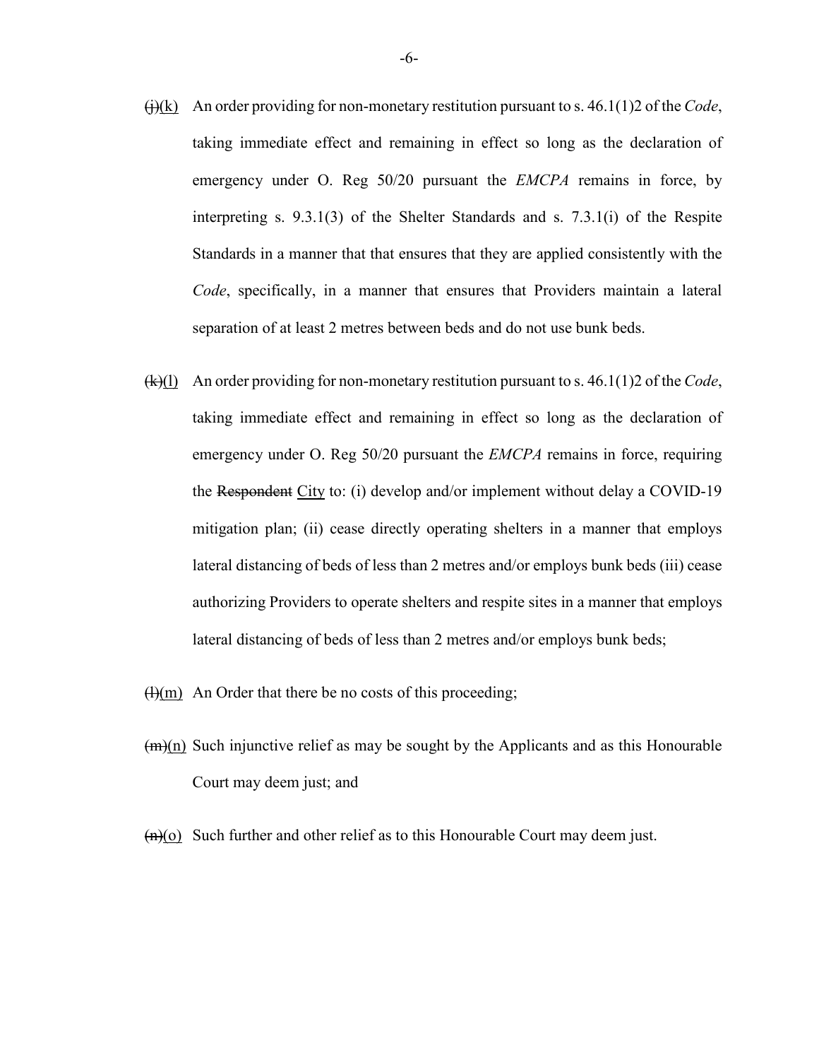~~(j)~~(k) An order providing for non-monetary restitution pursuant to s. 46.1(1)2 of the *Code*, taking immediate effect and remaining in effect so long as the declaration of emergency under O. Reg 50/20 pursuant the *EMCPA* remains in force, by interpreting s. 9.3.1(3) of the Shelter Standards and s. 7.3.1(i) of the Respite Standards in a manner that that ensures that they are applied consistently with the *Code*, specifically, in a manner that ensures that Providers maintain a lateral separation of at least 2 metres between beds and do not use bunk beds.

~~(k)~~(l) An order providing for non-monetary restitution pursuant to s. 46.1(1)2 of the *Code*, taking immediate effect and remaining in effect so long as the declaration of emergency under O. Reg 50/20 pursuant the *EMCPA* remains in force, requiring the ~~Respondent~~ City to: (i) develop and/or implement without delay a COVID-19 mitigation plan; (ii) cease directly operating shelters in a manner that employs lateral distancing of beds of less than 2 metres and/or employs bunk beds (iii) cease authorizing Providers to operate shelters and respite sites in a manner that employs lateral distancing of beds of less than 2 metres and/or employs bunk beds;

~~(l)~~(m) An Order that there be no costs of this proceeding;

~~(m)~~(n) Such injunctive relief as may be sought by the Applicants and as this Honourable Court may deem just; and

~~(n)~~(o) Such further and other relief as to this Honourable Court may deem just.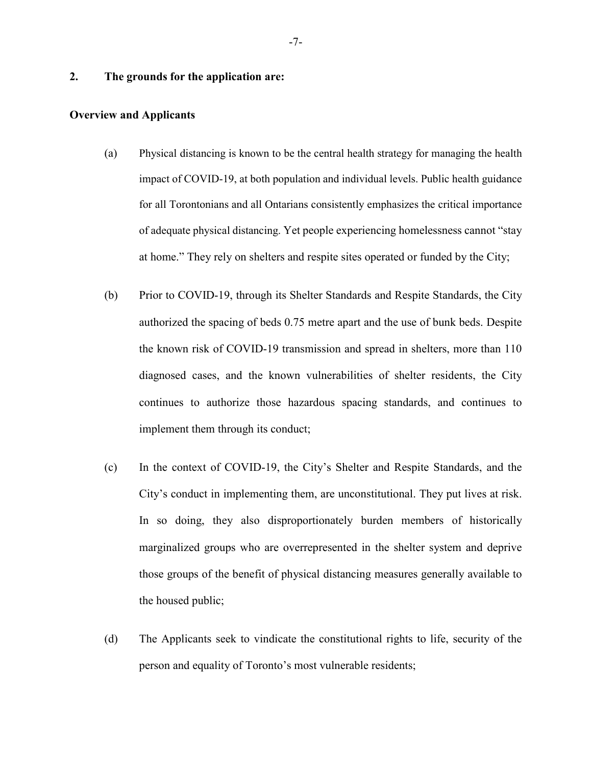**2. The grounds for the application are:**

**Overview and Applicants**

(a) Physical distancing is known to be the central health strategy for managing the health impact of COVID-19, at both population and individual levels. Public health guidance for all Torontonians and all Ontarians consistently emphasizes the critical importance of adequate physical distancing. Yet people experiencing homelessness cannot "stay at home." They rely on shelters and respite sites operated or funded by the City;

(b) Prior to COVID-19, through its Shelter Standards and Respite Standards, the City authorized the spacing of beds 0.75 metre apart and the use of bunk beds. Despite the known risk of COVID-19 transmission and spread in shelters, more than 110 diagnosed cases, and the known vulnerabilities of shelter residents, the City continues to authorize those hazardous spacing standards, and continues to implement them through its conduct;

(c) In the context of COVID-19, the City's Shelter and Respite Standards, and the City's conduct in implementing them, are unconstitutional. They put lives at risk. In so doing, they also disproportionately burden members of historically marginalized groups who are overrepresented in the shelter system and deprive those groups of the benefit of physical distancing measures generally available to the housed public;

(d) The Applicants seek to vindicate the constitutional rights to life, security of the person and equality of Toronto's most vulnerable residents;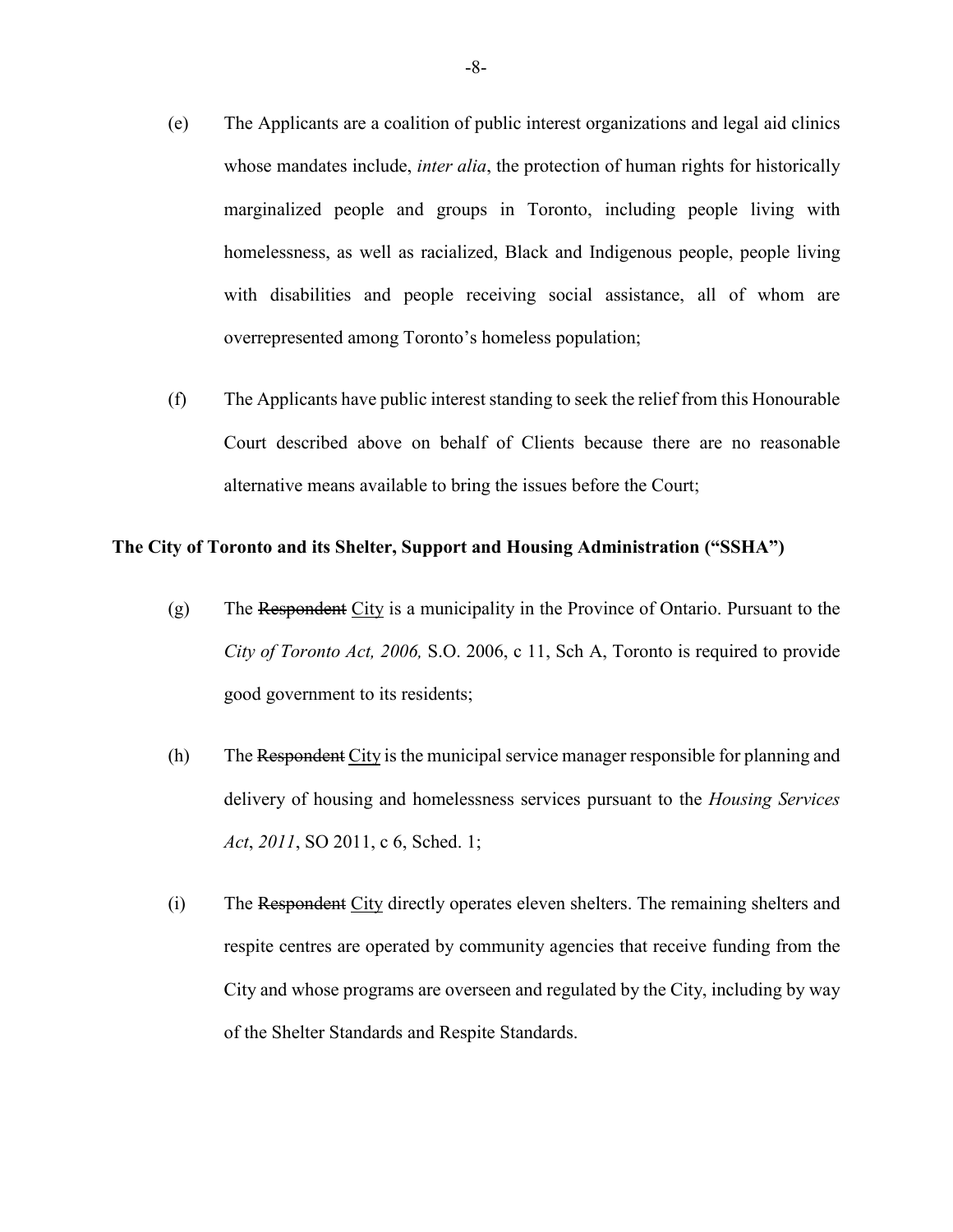(e) The Applicants are a coalition of public interest organizations and legal aid clinics whose mandates include, *inter alia*, the protection of human rights for historically marginalized people and groups in Toronto, including people living with homelessness, as well as racialized, Black and Indigenous people, people living with disabilities and people receiving social assistance, all of whom are overrepresented among Toronto's homeless population;

(f) The Applicants have public interest standing to seek the relief from this Honourable Court described above on behalf of Clients because there are no reasonable alternative means available to bring the issues before the Court;

**The City of Toronto and its Shelter, Support and Housing Administration ("SSHA")**

(g) The ~~Respondent~~ <u>City</u> is a municipality in the Province of Ontario. Pursuant to the *City of Toronto Act, 2006,* S.O. 2006, c 11, Sch A, Toronto is required to provide good government to its residents;

(h) The ~~Respondent~~ <u>City</u> is the municipal service manager responsible for planning and delivery of housing and homelessness services pursuant to the *Housing Services Act*, *2011*, SO 2011, c 6, Sched. 1;

(i) The ~~Respondent~~ <u>City</u> directly operates eleven shelters. The remaining shelters and respite centres are operated by community agencies that receive funding from the City and whose programs are overseen and regulated by the City, including by way of the Shelter Standards and Respite Standards.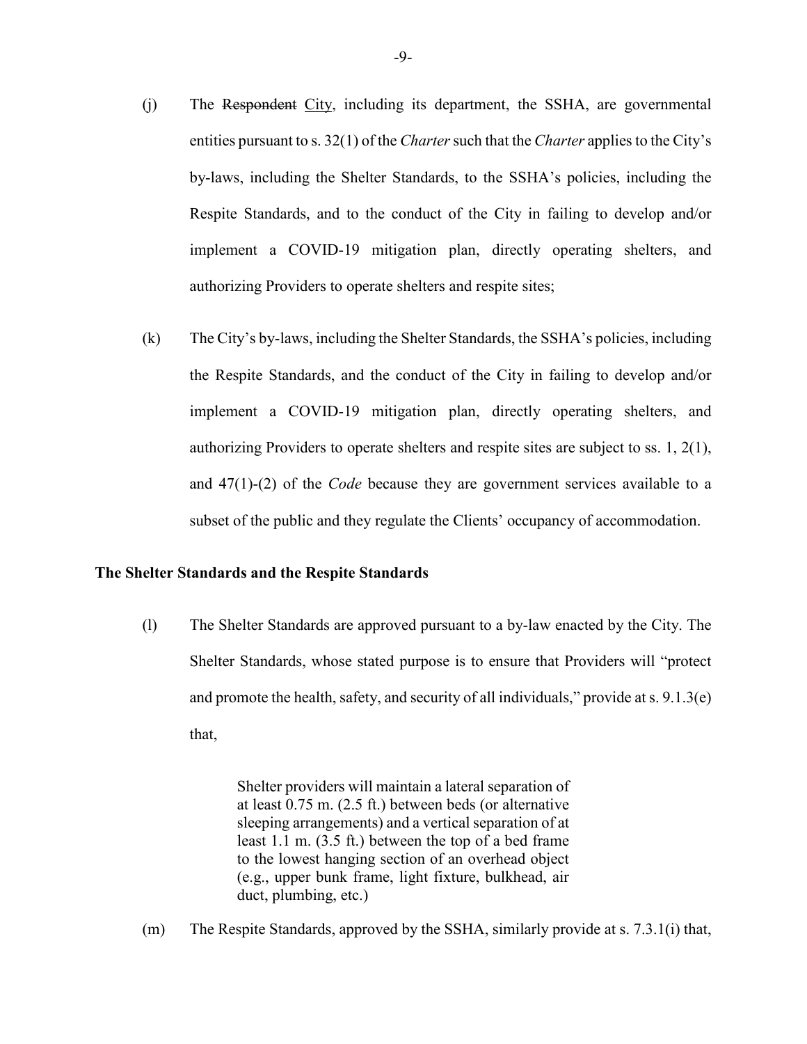(j) The ~~Respondent~~ City, including its department, the SSHA, are governmental entities pursuant to s. 32(1) of the *Charter* such that the *Charter* applies to the City's by-laws, including the Shelter Standards, to the SSHA's policies, including the Respite Standards, and to the conduct of the City in failing to develop and/or implement a COVID-19 mitigation plan, directly operating shelters, and authorizing Providers to operate shelters and respite sites;

(k) The City's by-laws, including the Shelter Standards, the SSHA's policies, including the Respite Standards, and the conduct of the City in failing to develop and/or implement a COVID-19 mitigation plan, directly operating shelters, and authorizing Providers to operate shelters and respite sites are subject to ss. 1, 2(1), and 47(1)-(2) of the *Code* because they are government services available to a subset of the public and they regulate the Clients' occupancy of accommodation.

**The Shelter Standards and the Respite Standards**

(l) The Shelter Standards are approved pursuant to a by-law enacted by the City. The Shelter Standards, whose stated purpose is to ensure that Providers will "protect and promote the health, safety, and security of all individuals," provide at s. 9.1.3(e) that,

> Shelter providers will maintain a lateral separation of at least 0.75 m. (2.5 ft.) between beds (or alternative sleeping arrangements) and a vertical separation of at least 1.1 m. (3.5 ft.) between the top of a bed frame to the lowest hanging section of an overhead object (e.g., upper bunk frame, light fixture, bulkhead, air duct, plumbing, etc.)

(m) The Respite Standards, approved by the SSHA, similarly provide at s. 7.3.1(i) that,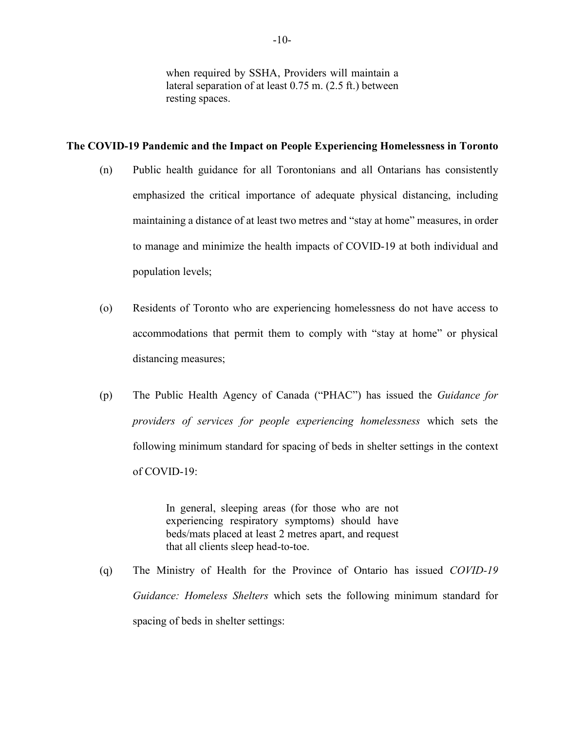> when required by SSHA, Providers will maintain a lateral separation of at least 0.75 m. (2.5 ft.) between resting spaces.

**The COVID-19 Pandemic and the Impact on People Experiencing Homelessness in Toronto**

(n) Public health guidance for all Torontonians and all Ontarians has consistently emphasized the critical importance of adequate physical distancing, including maintaining a distance of at least two metres and "stay at home" measures, in order to manage and minimize the health impacts of COVID-19 at both individual and population levels;

(o) Residents of Toronto who are experiencing homelessness do not have access to accommodations that permit them to comply with "stay at home" or physical distancing measures;

(p) The Public Health Agency of Canada ("PHAC") has issued the *Guidance for providers of services for people experiencing homelessness* which sets the following minimum standard for spacing of beds in shelter settings in the context of COVID-19:

> In general, sleeping areas (for those who are not experiencing respiratory symptoms) should have beds/mats placed at least 2 metres apart, and request that all clients sleep head-to-toe.

(q) The Ministry of Health for the Province of Ontario has issued *COVID-19 Guidance: Homeless Shelters* which sets the following minimum standard for spacing of beds in shelter settings: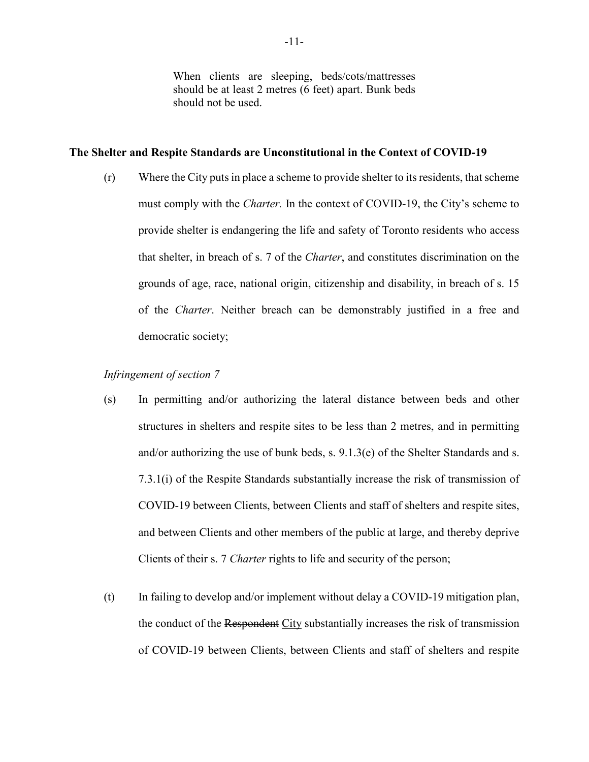> When clients are sleeping, beds/cots/mattresses should be at least 2 metres (6 feet) apart. Bunk beds should not be used.

**The Shelter and Respite Standards are Unconstitutional in the Context of COVID-19**

(r) Where the City puts in place a scheme to provide shelter to its residents, that scheme must comply with the *Charter.* In the context of COVID-19, the City's scheme to provide shelter is endangering the life and safety of Toronto residents who access that shelter, in breach of s. 7 of the *Charter*, and constitutes discrimination on the grounds of age, race, national origin, citizenship and disability, in breach of s. 15 of the *Charter*. Neither breach can be demonstrably justified in a free and democratic society;

*Infringement of section 7*

(s) In permitting and/or authorizing the lateral distance between beds and other structures in shelters and respite sites to be less than 2 metres, and in permitting and/or authorizing the use of bunk beds, s. 9.1.3(e) of the Shelter Standards and s. 7.3.1(i) of the Respite Standards substantially increase the risk of transmission of COVID-19 between Clients, between Clients and staff of shelters and respite sites, and between Clients and other members of the public at large, and thereby deprive Clients of their s. 7 *Charter* rights to life and security of the person;

(t) In failing to develop and/or implement without delay a COVID-19 mitigation plan, the conduct of the ~~Respondent~~ City substantially increases the risk of transmission of COVID-19 between Clients, between Clients and staff of shelters and respite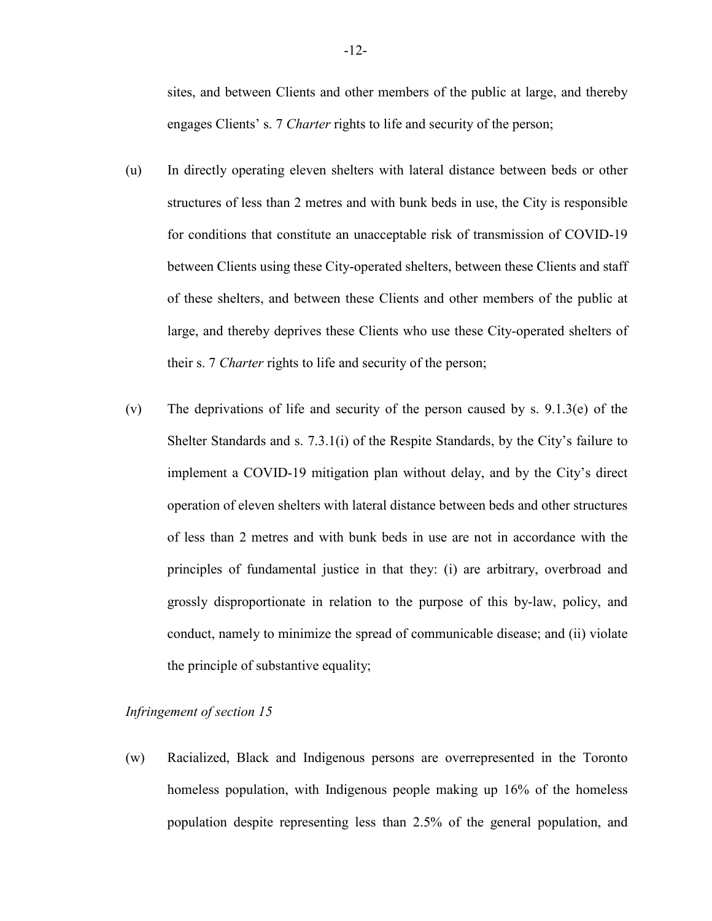sites, and between Clients and other members of the public at large, and thereby engages Clients' s. 7 *Charter* rights to life and security of the person;

(u) In directly operating eleven shelters with lateral distance between beds or other structures of less than 2 metres and with bunk beds in use, the City is responsible for conditions that constitute an unacceptable risk of transmission of COVID-19 between Clients using these City-operated shelters, between these Clients and staff of these shelters, and between these Clients and other members of the public at large, and thereby deprives these Clients who use these City-operated shelters of their s. 7 *Charter* rights to life and security of the person;

(v) The deprivations of life and security of the person caused by s. 9.1.3(e) of the Shelter Standards and s. 7.3.1(i) of the Respite Standards, by the City's failure to implement a COVID-19 mitigation plan without delay, and by the City's direct operation of eleven shelters with lateral distance between beds and other structures of less than 2 metres and with bunk beds in use are not in accordance with the principles of fundamental justice in that they: (i) are arbitrary, overbroad and grossly disproportionate in relation to the purpose of this by-law, policy, and conduct, namely to minimize the spread of communicable disease; and (ii) violate the principle of substantive equality;

*Infringement of section 15*

(w) Racialized, Black and Indigenous persons are overrepresented in the Toronto homeless population, with Indigenous people making up 16% of the homeless population despite representing less than 2.5% of the general population, and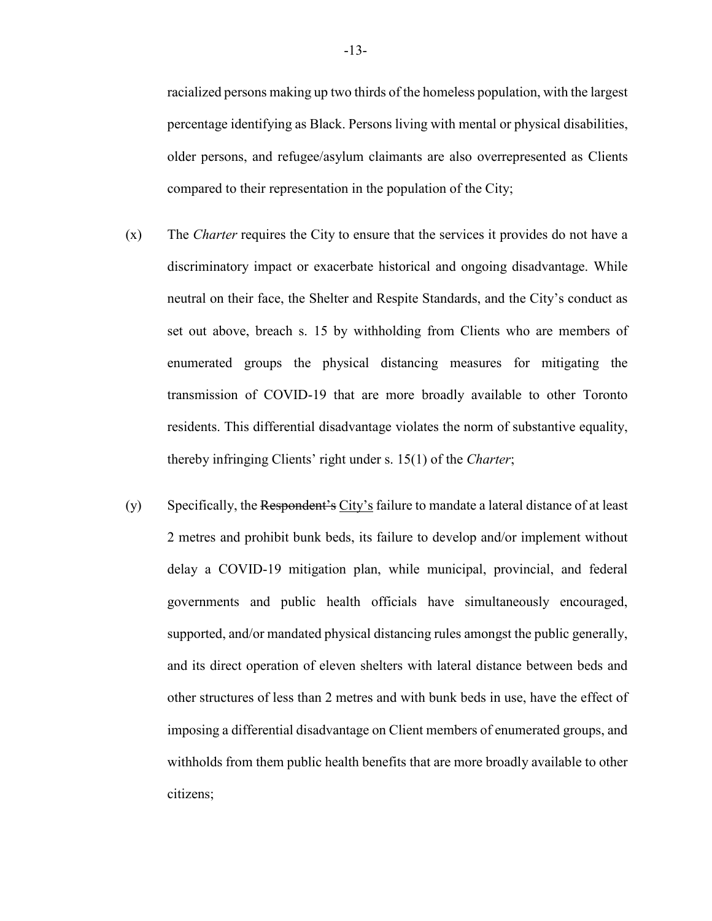racialized persons making up two thirds of the homeless population, with the largest percentage identifying as Black. Persons living with mental or physical disabilities, older persons, and refugee/asylum claimants are also overrepresented as Clients compared to their representation in the population of the City;

(x) The *Charter* requires the City to ensure that the services it provides do not have a discriminatory impact or exacerbate historical and ongoing disadvantage. While neutral on their face, the Shelter and Respite Standards, and the City's conduct as set out above, breach s. 15 by withholding from Clients who are members of enumerated groups the physical distancing measures for mitigating the transmission of COVID-19 that are more broadly available to other Toronto residents. This differential disadvantage violates the norm of substantive equality, thereby infringing Clients' right under s. 15(1) of the *Charter*;

(y) Specifically, the ~~Respondent's~~ <u>City's</u> failure to mandate a lateral distance of at least 2 metres and prohibit bunk beds, its failure to develop and/or implement without delay a COVID-19 mitigation plan, while municipal, provincial, and federal governments and public health officials have simultaneously encouraged, supported, and/or mandated physical distancing rules amongst the public generally, and its direct operation of eleven shelters with lateral distance between beds and other structures of less than 2 metres and with bunk beds in use, have the effect of imposing a differential disadvantage on Client members of enumerated groups, and withholds from them public health benefits that are more broadly available to other citizens;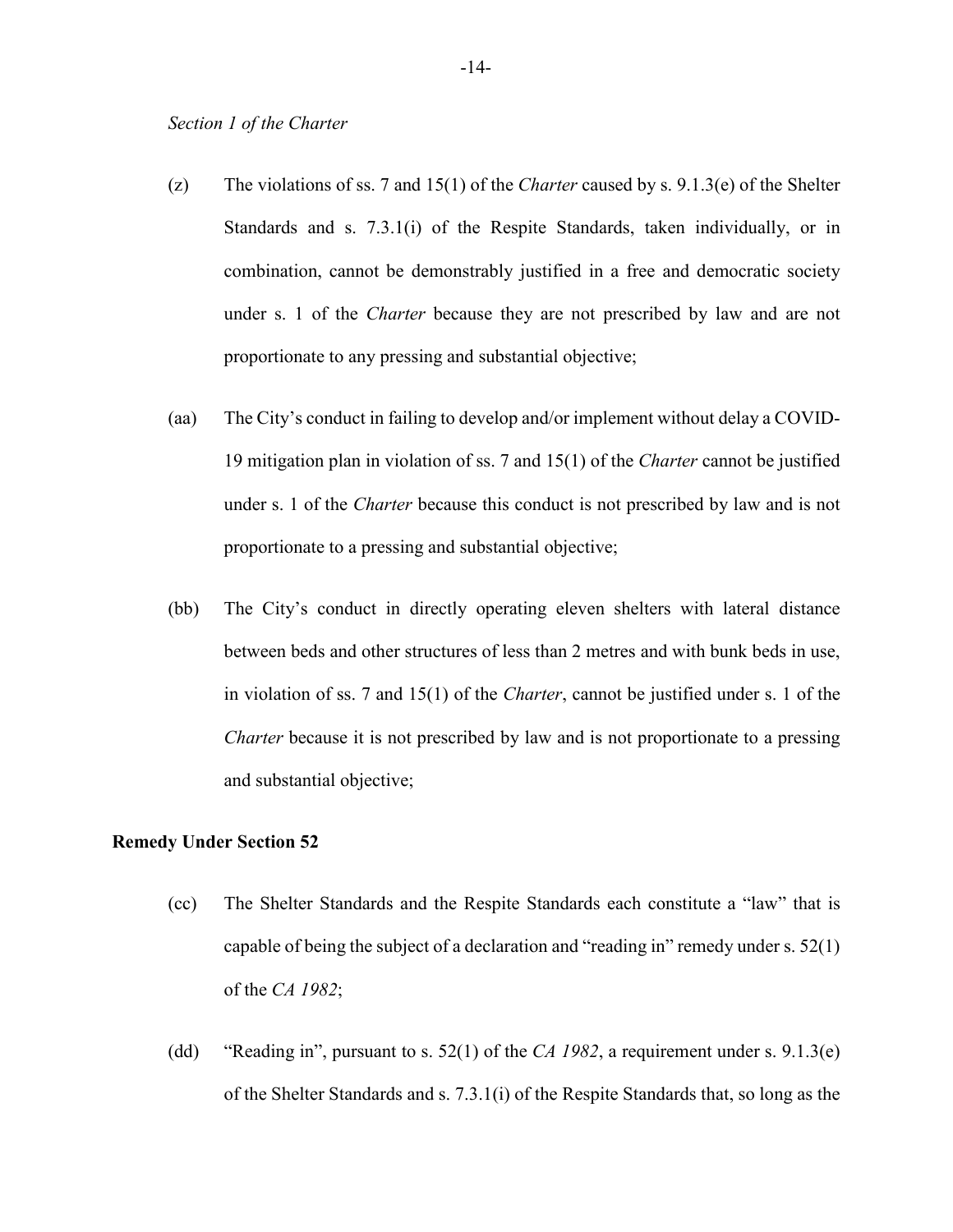*Section 1 of the Charter*

(z) The violations of ss. 7 and 15(1) of the *Charter* caused by s. 9.1.3(e) of the Shelter Standards and s. 7.3.1(i) of the Respite Standards, taken individually, or in combination, cannot be demonstrably justified in a free and democratic society under s. 1 of the *Charter* because they are not prescribed by law and are not proportionate to any pressing and substantial objective;

(aa) The City's conduct in failing to develop and/or implement without delay a COVID-19 mitigation plan in violation of ss. 7 and 15(1) of the *Charter* cannot be justified under s. 1 of the *Charter* because this conduct is not prescribed by law and is not proportionate to a pressing and substantial objective;

(bb) The City's conduct in directly operating eleven shelters with lateral distance between beds and other structures of less than 2 metres and with bunk beds in use, in violation of ss. 7 and 15(1) of the *Charter*, cannot be justified under s. 1 of the *Charter* because it is not prescribed by law and is not proportionate to a pressing and substantial objective;

**Remedy Under Section 52**

(cc) The Shelter Standards and the Respite Standards each constitute a "law" that is capable of being the subject of a declaration and "reading in" remedy under s. 52(1) of the *CA 1982*;

(dd) "Reading in", pursuant to s. 52(1) of the *CA 1982*, a requirement under s. 9.1.3(e) of the Shelter Standards and s. 7.3.1(i) of the Respite Standards that, so long as the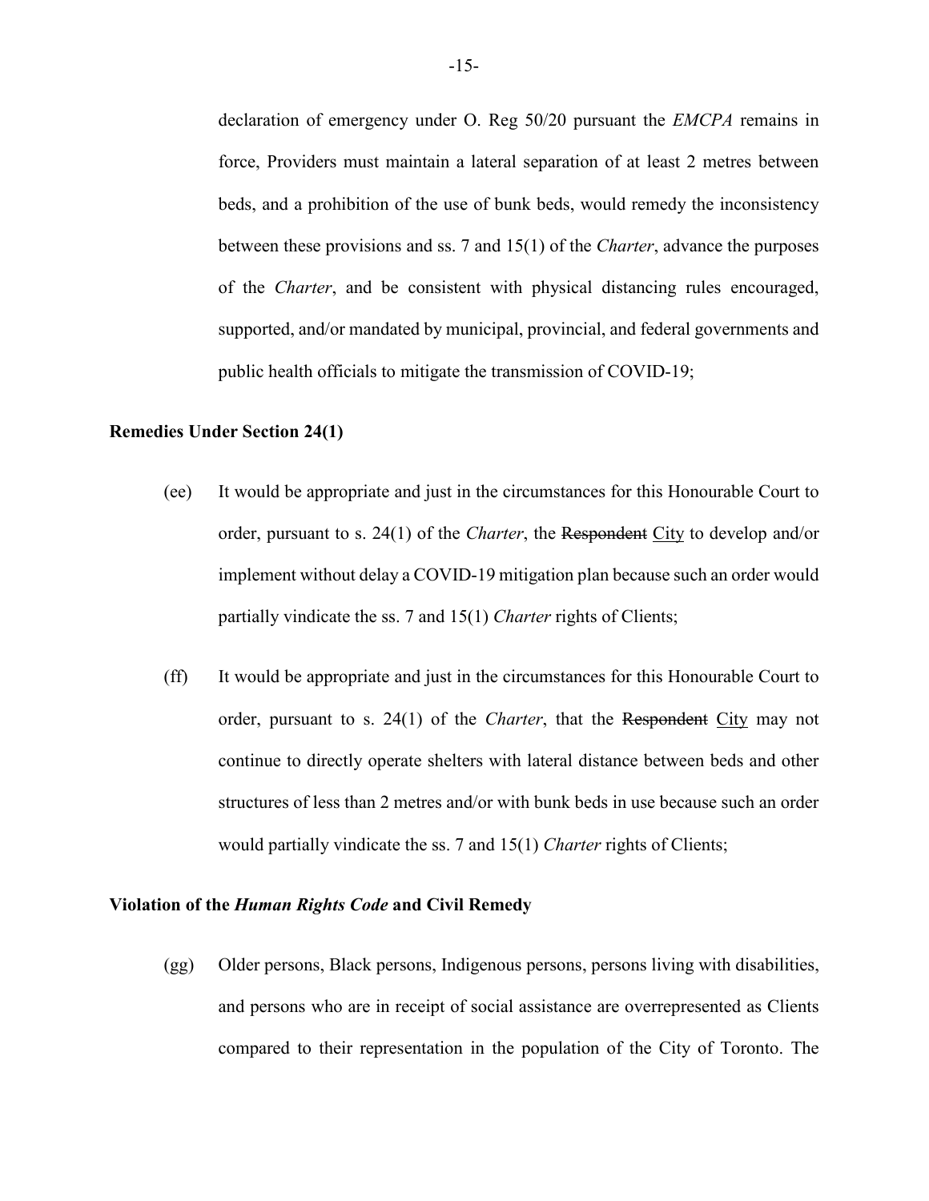declaration of emergency under O. Reg 50/20 pursuant the *EMCPA* remains in force, Providers must maintain a lateral separation of at least 2 metres between beds, and a prohibition of the use of bunk beds, would remedy the inconsistency between these provisions and ss. 7 and 15(1) of the *Charter*, advance the purposes of the *Charter*, and be consistent with physical distancing rules encouraged, supported, and/or mandated by municipal, provincial, and federal governments and public health officials to mitigate the transmission of COVID-19;

**Remedies Under Section 24(1)**

(ee) It would be appropriate and just in the circumstances for this Honourable Court to order, pursuant to s. 24(1) of the *Charter*, the ~~Respondent~~ City to develop and/or implement without delay a COVID-19 mitigation plan because such an order would partially vindicate the ss. 7 and 15(1) *Charter* rights of Clients;

(ff) It would be appropriate and just in the circumstances for this Honourable Court to order, pursuant to s. 24(1) of the *Charter*, that the ~~Respondent~~ City may not continue to directly operate shelters with lateral distance between beds and other structures of less than 2 metres and/or with bunk beds in use because such an order would partially vindicate the ss. 7 and 15(1) *Charter* rights of Clients;

**Violation of the *Human Rights Code* and Civil Remedy**

(gg) Older persons, Black persons, Indigenous persons, persons living with disabilities, and persons who are in receipt of social assistance are overrepresented as Clients compared to their representation in the population of the City of Toronto. The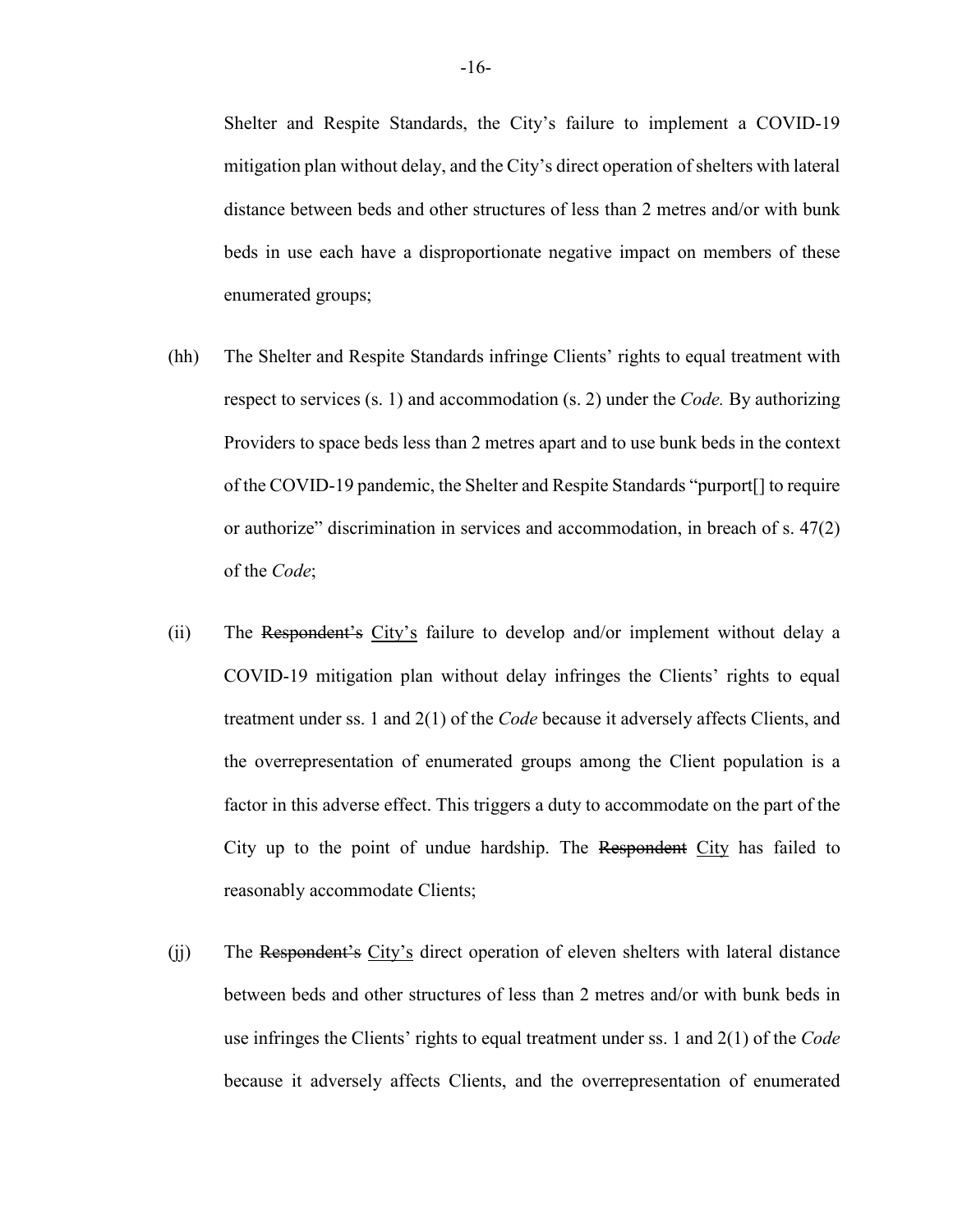Shelter and Respite Standards, the City's failure to implement a COVID-19 mitigation plan without delay, and the City's direct operation of shelters with lateral distance between beds and other structures of less than 2 metres and/or with bunk beds in use each have a disproportionate negative impact on members of these enumerated groups;

(hh) The Shelter and Respite Standards infringe Clients' rights to equal treatment with respect to services (s. 1) and accommodation (s. 2) under the *Code.* By authorizing Providers to space beds less than 2 metres apart and to use bunk beds in the context of the COVID-19 pandemic, the Shelter and Respite Standards "purport[] to require or authorize" discrimination in services and accommodation, in breach of s. 47(2) of the *Code*;

(ii) The ~~Respondent's~~ <u>City's</u> failure to develop and/or implement without delay a COVID-19 mitigation plan without delay infringes the Clients' rights to equal treatment under ss. 1 and 2(1) of the *Code* because it adversely affects Clients, and the overrepresentation of enumerated groups among the Client population is a factor in this adverse effect. This triggers a duty to accommodate on the part of the City up to the point of undue hardship. The ~~Respondent~~ <u>City</u> has failed to reasonably accommodate Clients;

(jj) The ~~Respondent's~~ <u>City's</u> direct operation of eleven shelters with lateral distance between beds and other structures of less than 2 metres and/or with bunk beds in use infringes the Clients' rights to equal treatment under ss. 1 and 2(1) of the *Code* because it adversely affects Clients, and the overrepresentation of enumerated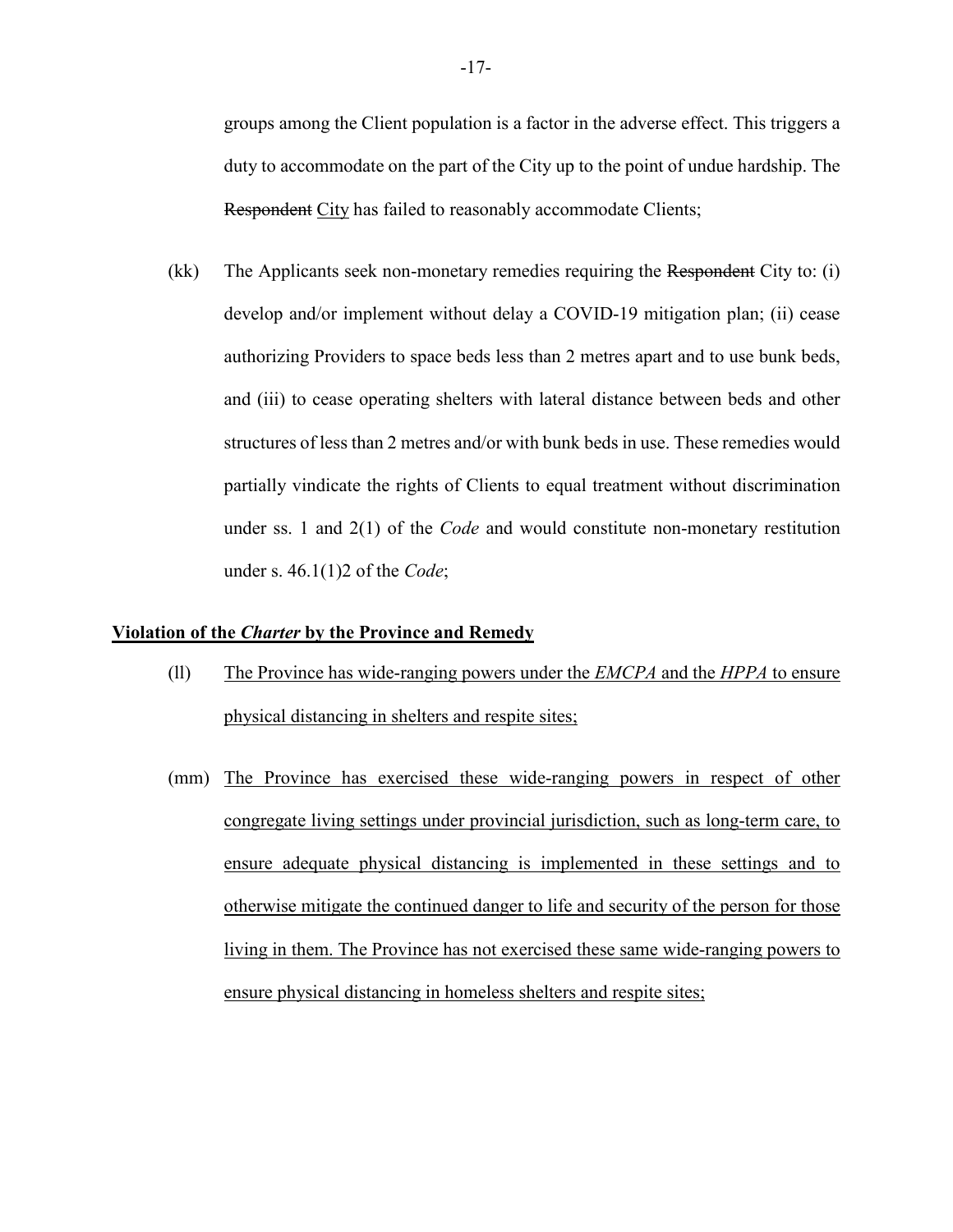groups among the Client population is a factor in the adverse effect. This triggers a duty to accommodate on the part of the City up to the point of undue hardship. The ~~Respondent~~ <u>City</u> has failed to reasonably accommodate Clients;

(kk) The Applicants seek non-monetary remedies requiring the ~~Respondent~~ City to: (i) develop and/or implement without delay a COVID-19 mitigation plan; (ii) cease authorizing Providers to space beds less than 2 metres apart and to use bunk beds, and (iii) to cease operating shelters with lateral distance between beds and other structures of less than 2 metres and/or with bunk beds in use. These remedies would partially vindicate the rights of Clients to equal treatment without discrimination under ss. 1 and 2(1) of the *Code* and would constitute non-monetary restitution under s. 46.1(1)2 of the *Code*;

**<u>Violation of the *Charter* by the Province and Remedy</u>**

(ll) <u>The Province has wide-ranging powers under the *EMCPA* and the *HPPA* to ensure physical distancing in shelters and respite sites;</u>

(mm) <u>The Province has exercised these wide-ranging powers in respect of other congregate living settings under provincial jurisdiction, such as long-term care, to ensure adequate physical distancing is implemented in these settings and to otherwise mitigate the continued danger to life and security of the person for those living in them. The Province has not exercised these same wide-ranging powers to ensure physical distancing in homeless shelters and respite sites;</u>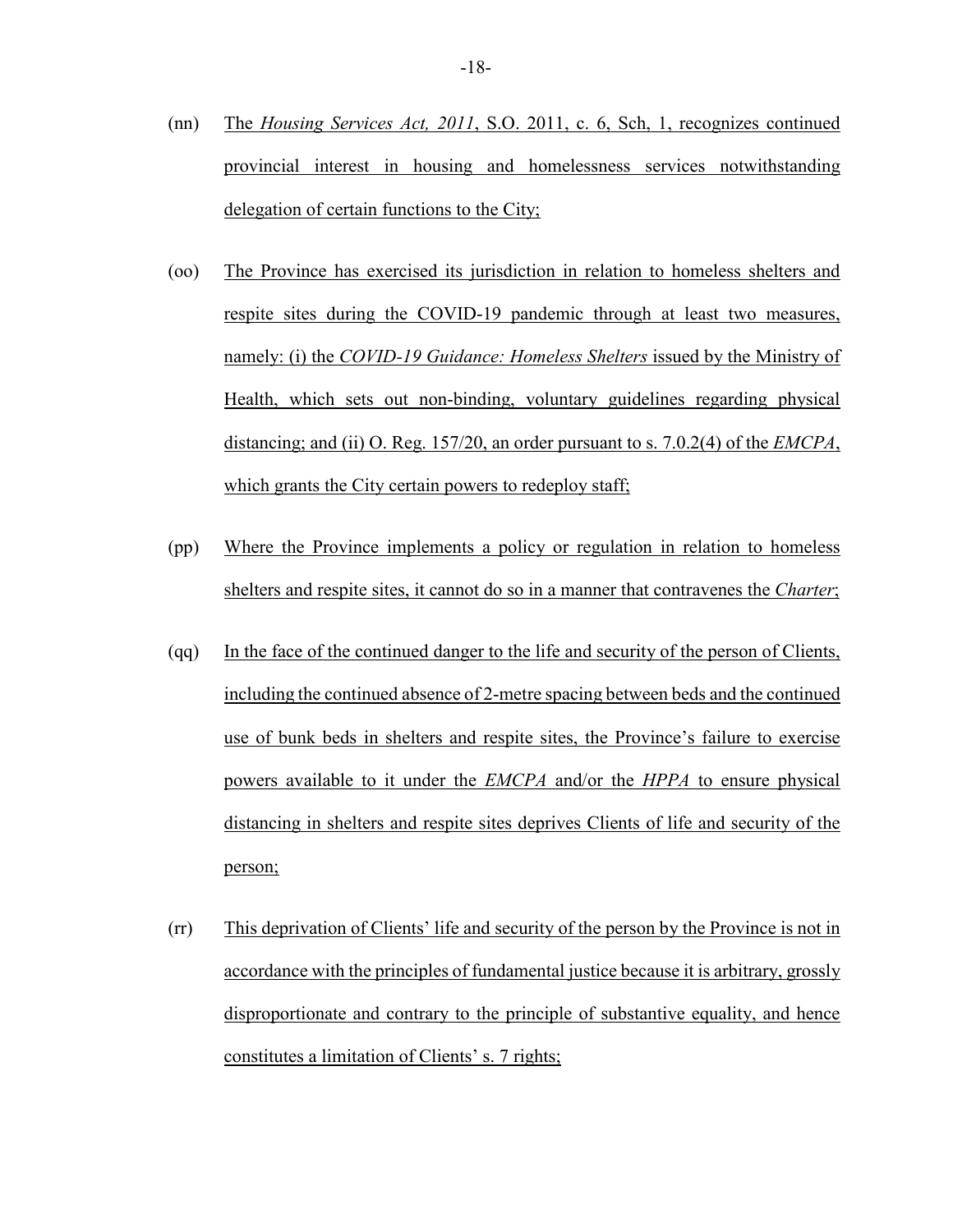(nn) The *Housing Services Act, 2011*, S.O. 2011, c. 6, Sch, 1, recognizes continued provincial interest in housing and homelessness services notwithstanding delegation of certain functions to the City;

(oo) The Province has exercised its jurisdiction in relation to homeless shelters and respite sites during the COVID-19 pandemic through at least two measures, namely: (i) the *COVID-19 Guidance: Homeless Shelters* issued by the Ministry of Health, which sets out non-binding, voluntary guidelines regarding physical distancing; and (ii) O. Reg. 157/20, an order pursuant to s. 7.0.2(4) of the *EMCPA*, which grants the City certain powers to redeploy staff;

(pp) Where the Province implements a policy or regulation in relation to homeless shelters and respite sites, it cannot do so in a manner that contravenes the *Charter*;

(qq) In the face of the continued danger to the life and security of the person of Clients, including the continued absence of 2-metre spacing between beds and the continued use of bunk beds in shelters and respite sites, the Province's failure to exercise powers available to it under the *EMCPA* and/or the *HPPA* to ensure physical distancing in shelters and respite sites deprives Clients of life and security of the person;

(rr) This deprivation of Clients' life and security of the person by the Province is not in accordance with the principles of fundamental justice because it is arbitrary, grossly disproportionate and contrary to the principle of substantive equality, and hence constitutes a limitation of Clients' s. 7 rights;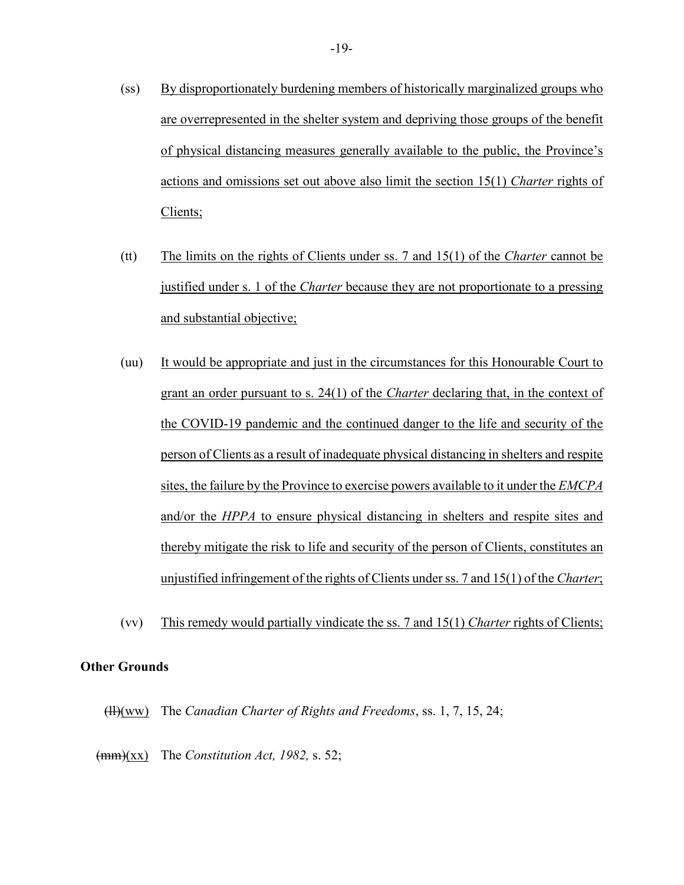(ss) By disproportionately burdening members of historically marginalized groups who are overrepresented in the shelter system and depriving those groups of the benefit of physical distancing measures generally available to the public, the Province's actions and omissions set out above also limit the section 15(1) *Charter* rights of Clients;

(tt) The limits on the rights of Clients under ss. 7 and 15(1) of the *Charter* cannot be justified under s. 1 of the *Charter* because they are not proportionate to a pressing and substantial objective;

(uu) It would be appropriate and just in the circumstances for this Honourable Court to grant an order pursuant to s. 24(1) of the *Charter* declaring that, in the context of the COVID-19 pandemic and the continued danger to the life and security of the person of Clients as a result of inadequate physical distancing in shelters and respite sites, the failure by the Province to exercise powers available to it under the *EMCPA* and/or the *HPPA* to ensure physical distancing in shelters and respite sites and thereby mitigate the risk to life and security of the person of Clients, constitutes an unjustified infringement of the rights of Clients under ss. 7 and 15(1) of the *Charter*;

(vv) This remedy would partially vindicate the ss. 7 and 15(1) *Charter* rights of Clients;

**Other Grounds**

~~(ll)~~(ww) The *Canadian Charter of Rights and Freedoms*, ss. 1, 7, 15, 24;

~~(mm)~~(xx) The *Constitution Act, 1982,* s. 52;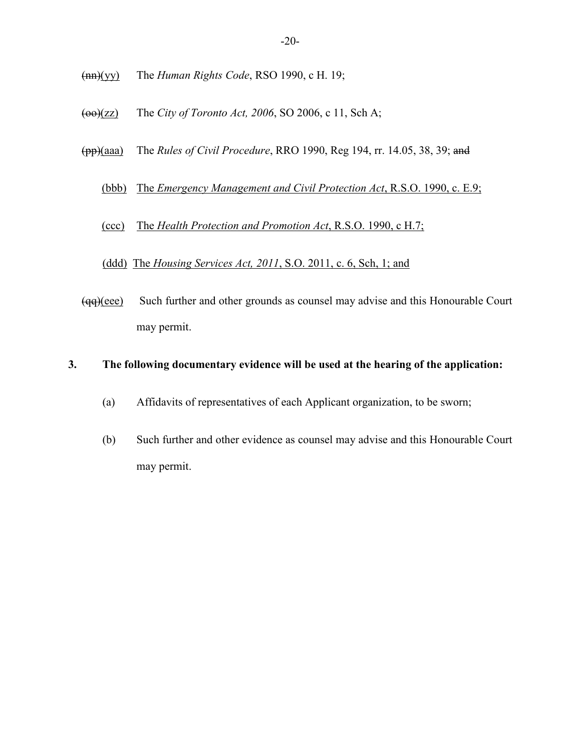~~(nn)~~<u>(yy)</u> The *Human Rights Code*, RSO 1990, c H. 19;

~~(oo)~~<u>(zz)</u> The *City of Toronto Act, 2006*, SO 2006, c 11, Sch A;

~~(pp)~~<u>(aaa)</u> The *Rules of Civil Procedure*, RRO 1990, Reg 194, rr. 14.05, 38, 39; ~~and~~

<u>(bbb) The *Emergency Management and Civil Protection Act*, R.S.O. 1990, c. E.9;</u>

<u>(ccc) The *Health Protection and Promotion Act*, R.S.O. 1990, c H.7;</u>

<u>(ddd) The *Housing Services Act, 2011*, S.O. 2011, c. 6, Sch, 1; and</u>

~~(qq)~~<u>(eee)</u> Such further and other grounds as counsel may advise and this Honourable Court may permit.

**3. The following documentary evidence will be used at the hearing of the application:**

(a) Affidavits of representatives of each Applicant organization, to be sworn;

(b) Such further and other evidence as counsel may advise and this Honourable Court may permit.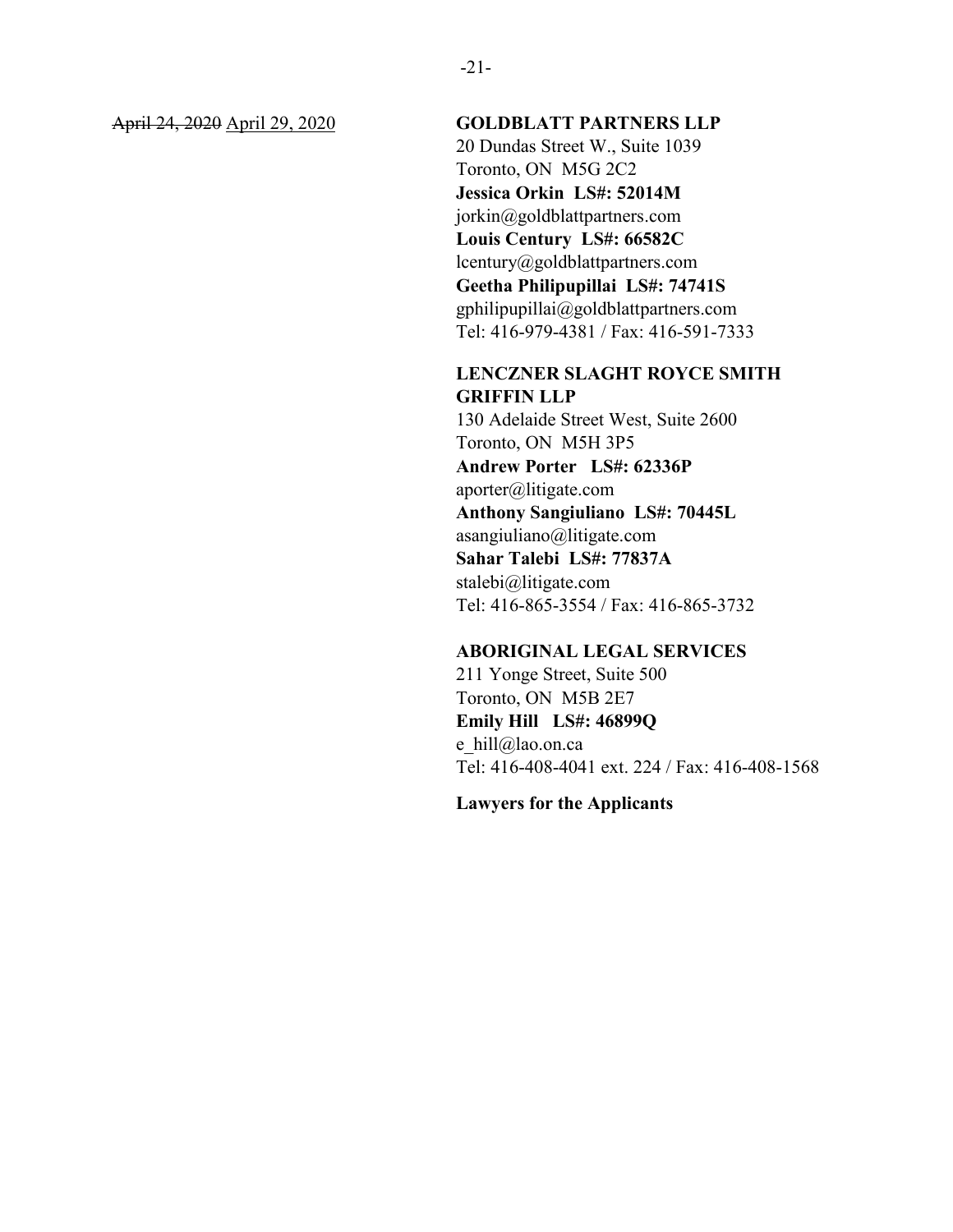~~April 24, 2020~~ <u>April 29, 2020</u>

**GOLDBLATT PARTNERS LLP**
20 Dundas Street W., Suite 1039
Toronto, ON M5G 2C2
**Jessica Orkin LS#: 52014M**
jorkin@goldblattpartners.com
**Louis Century LS#: 66582C**
lcentury@goldblattpartners.com
**Geetha Philipupillai LS#: 74741S**
gphilipupillai@goldblattpartners.com
Tel: 416-979-4381 / Fax: 416-591-7333

**LENCZNER SLAGHT ROYCE SMITH GRIFFIN LLP**
130 Adelaide Street West, Suite 2600
Toronto, ON M5H 3P5
**Andrew Porter LS#: 62336P**
aporter@litigate.com
**Anthony Sangiuliano LS#: 70445L**
asangiuliano@litigate.com
**Sahar Talebi LS#: 77837A**
stalebi@litigate.com
Tel: 416-865-3554 / Fax: 416-865-3732

**ABORIGINAL LEGAL SERVICES**
211 Yonge Street, Suite 500
Toronto, ON M5B 2E7
**Emily Hill LS#: 46899Q**
e_hill@lao.on.ca
Tel: 416-408-4041 ext. 224 / Fax: 416-408-1568

**Lawyers for the Applicants**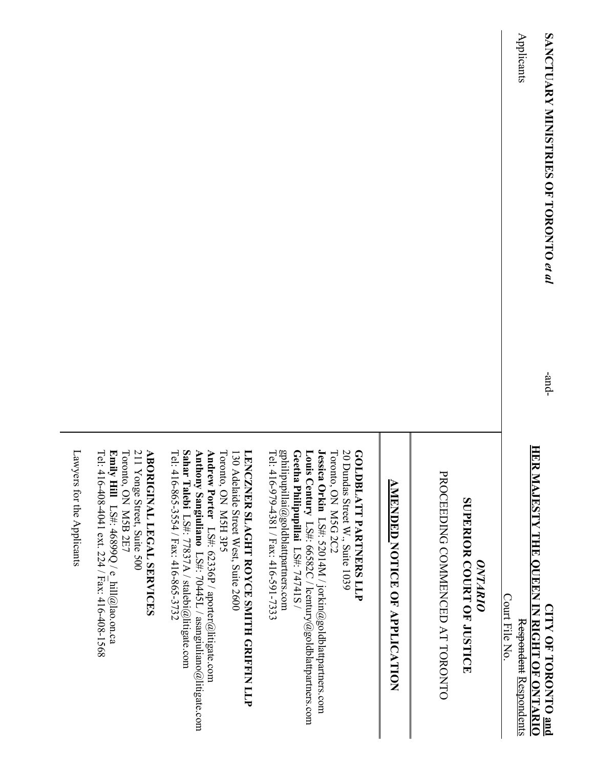**SANCTUARY MINISTRIES OF TORONTO *et al***

Applicants

-and-

**CITY OF TORONTO <u>and</u>**
**<u>HER MAJESTY THE QUEEN IN RIGHT OF ONTARIO</u>**

~~Respondent~~ <u>Respondents</u>

Court File No.

***ONTARIO***
**SUPERIOR COURT OF JUSTICE**

PROCEEDING COMMENCED AT TORONTO

**<u>AMENDED</u> NOTICE OF APPLICATION**

**GOLDBLATT PARTNERS LLP**
20 Dundas Street W., Suite 1039
Toronto, ON M5G 2C2
**Jessica Orkin** LS#: 52014M / jorkin@goldblattpartners.com
**Louis Century** LS#: 66582C / lcentury@goldblattpartners.com
**Geetha Philipupillai** LS#: 74741S / gphilipupillai@goldblattpartners.com
Tel: 416-979-4381 / Fax: 416-591-7333

**LENCZNER SLAGHT ROYCE SMITH GRIFFIN LLP**
130 Adelaide Street West, Suite 2600
Toronto, ON M5H 3P5
**Andrew Porter** LS#: 62336P / aporter@litigate.com
**Anthony Sangiuliano** LS#: 70445L / asangiuliano@litigate.com
**Sahar Talebi** LS#: 77837A / stalebi@litigate.com
Tel: 416-865-3554 / Fax: 416-865-3732

**ABORIGINAL LEGAL SERVICES**
211 Yonge Street, Suite 500
Toronto, ON M5B 2E7
**Emily Hill** LS#: 46899Q / e_hill@lao.on.ca
Tel: 416-408-4041 ext. 224 / Fax: 416-408-1568

Lawyers for the Applicants